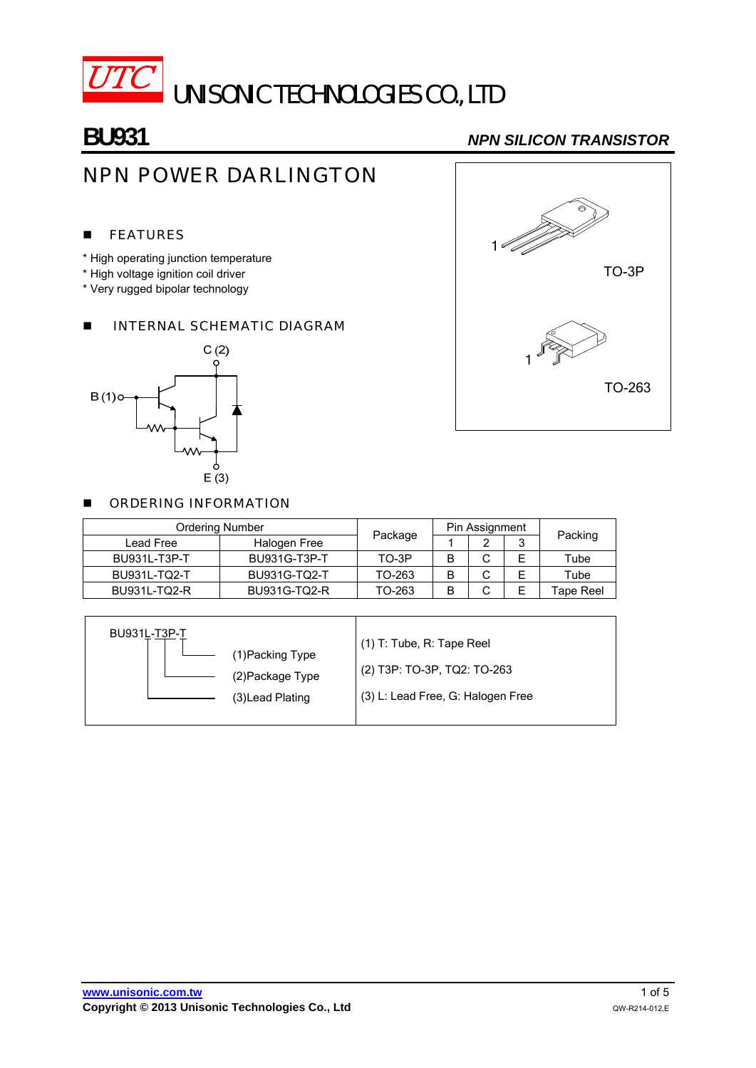# UTC UNISONIC TECHNOLOGIES CO., LTD

## BU931 — NPN SILICON TRANSISTOR

## NPN POWER DARLINGTON

### FEATURES

* High operating junction temperature
* High voltage ignition coil driver
* Very rugged bipolar technology

### INTERNAL SCHEMATIC DIAGRAM

C (2)

B (1)

E (3)

TO-3P

TO-263

### ORDERING INFORMATION

| Ordering Number | | Package | Pin Assignment | | | Packing |
|---|---|---|---|---|---|---|
| Lead Free | Halogen Free | | 1 | 2 | 3 | |
| BU931L-T3P-T | BU931G-T3P-T | TO-3P | B | C | E | Tube |
| BU931L-TQ2-T | BU931G-TQ2-T | TO-263 | B | C | E | Tube |
| BU931L-TQ2-R | BU931G-TQ2-R | TO-263 | B | C | E | Tape Reel |

| BU931L-T3P-T | |
|---|---|
| (1)Packing Type | (1) T: Tube, R: Tape Reel |
| (2)Package Type | (2) T3P: TO-3P, TQ2: TO-263 |
| (3)Lead Plating | (3) L: Lead Free, G: Halogen Free |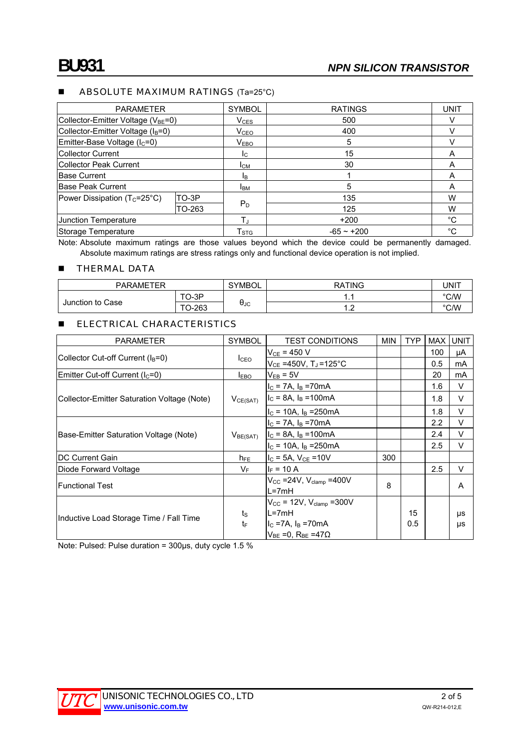# BU931 — NPN SILICON TRANSISTOR

## ■ ABSOLUTE MAXIMUM RATINGS ($T_a$=25°C)

| PARAMETER | | SYMBOL | RATINGS | UNIT |
|---|---|---|---|---|
| Collector-Emitter Voltage ($V_{BE}$=0) | | $V_{CES}$ | 500 | V |
| Collector-Emitter Voltage ($I_B$=0) | | $V_{CEO}$ | 400 | V |
| Emitter-Base Voltage ($I_C$=0) | | $V_{EBO}$ | 5 | V |
| Collector Current | | $I_C$ | 15 | A |
| Collector Peak Current | | $I_{CM}$ | 30 | A |
| Base Current | | $I_B$ | 1 | A |
| Base Peak Current | | $I_{BM}$ | 5 | A |
| Power Dissipation ($T_C$=25°C) | TO-3P | $P_D$ | 135 | W |
| | TO-263 | | 125 | W |
| Junction Temperature | | $T_J$ | +200 | °C |
| Storage Temperature | | $T_{STG}$ | -65 ~ +200 | °C |

Note: Absolute maximum ratings are those values beyond which the device could be permanently damaged. Absolute maximum ratings are stress ratings only and functional device operation is not implied.

## ■ THERMAL DATA

| PARAMETER | | SYMBOL | RATING | UNIT |
|---|---|---|---|---|
| Junction to Case | TO-3P | $\theta_{JC}$ | 1.1 | °C/W |
| | TO-263 | | 1.2 | °C/W |

## ■ ELECTRICAL CHARACTERISTICS

| PARAMETER | SYMBOL | TEST CONDITIONS | MIN | TYP | MAX | UNIT |
|---|---|---|---|---|---|---|
| Collector Cut-off Current ($I_B$=0) | $I_{CEO}$ | $V_{CE}$ = 450 V | | | 100 | μA |
| | | $V_{CE}$ =450V, $T_J$ =125°C | | | 0.5 | mA |
| Emitter Cut-off Current ($I_C$=0) | $I_{EBO}$ | $V_{EB}$ = 5V | | | 20 | mA |
| Collector-Emitter Saturation Voltage (Note) | $V_{CE(SAT)}$ | $I_C$ = 7A, $I_B$ =70mA | | | 1.6 | V |
| | | $I_C$ = 8A, $I_B$ =100mA | | | 1.8 | V |
| | | $I_C$ = 10A, $I_B$ =250mA | | | 1.8 | V |
| Base-Emitter Saturation Voltage (Note) | $V_{BE(SAT)}$ | $I_C$ = 7A, $I_B$ =70mA | | | 2.2 | V |
| | | $I_C$ = 8A, $I_B$ =100mA | | | 2.4 | V |
| | | $I_C$ = 10A, $I_B$ =250mA | | | 2.5 | V |
| DC Current Gain | $h_{FE}$ | $I_C$ = 5A, $V_{CE}$ =10V | 300 | | | |
| Diode Forward Voltage | $V_F$ | $I_F$ = 10 A | | | 2.5 | V |
| Functional Test | | $V_{CC}$ =24V, $V_{clamp}$ =400V L=7mH | 8 | | | A |
| Inductive Load Storage Time / Fall Time | $t_S$ / $t_F$ | $V_{CC}$ = 12V, $V_{clamp}$ =300V L=7mH $I_C$ =7A, $I_B$ =70mA $V_{BE}$ =0, $R_{BE}$ =47Ω | | 15 / 0.5 | | μs / μs |

Note: Pulsed: Pulse duration = 300μs, duty cycle 1.5 %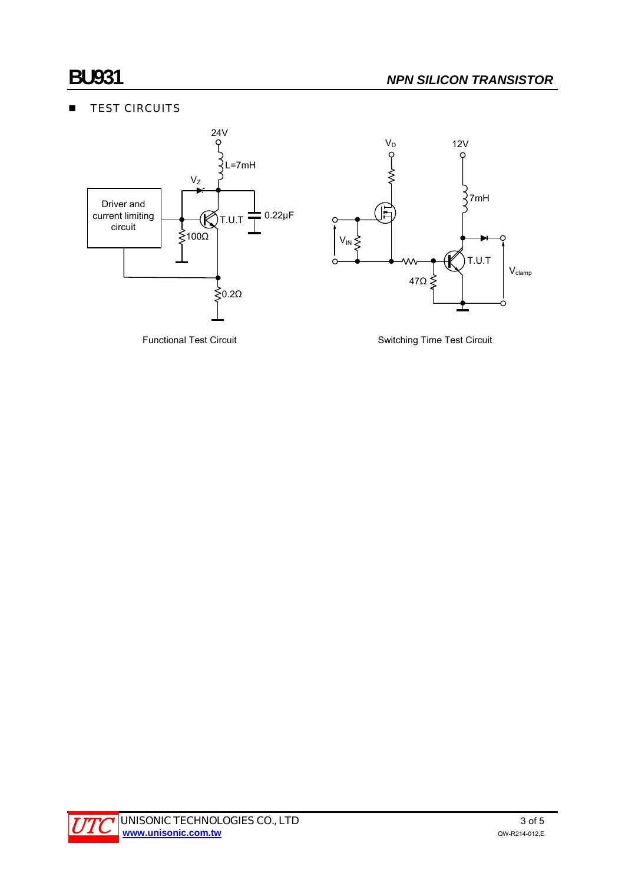## TEST CIRCUITS

Functional Test Circuit

Switching Time Test Circuit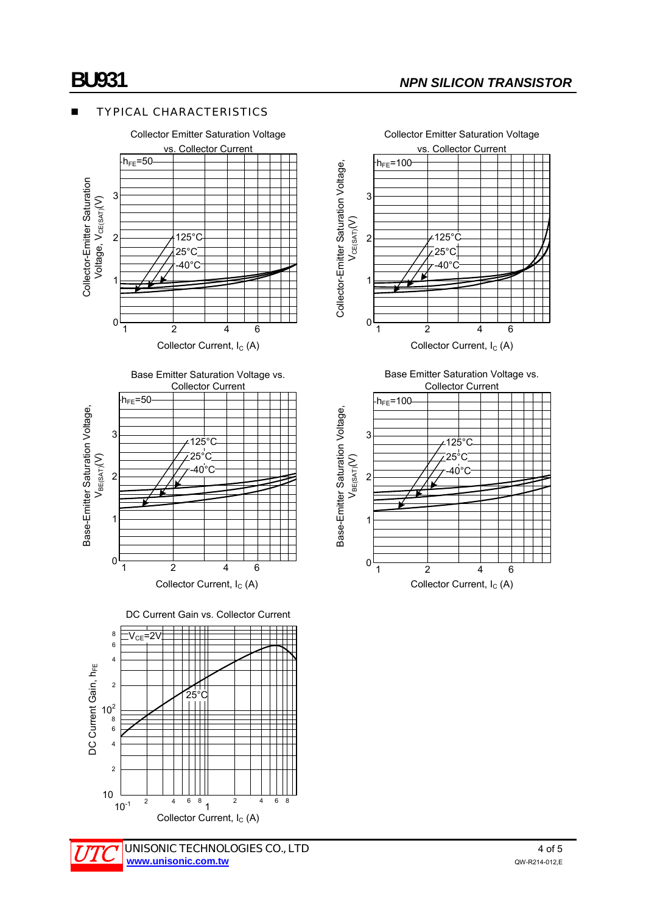## ■ TYPICAL CHARACTERISTICS

Collector Emitter Saturation Voltage vs. Collector Current

$h_{FE}$=50

125°C, 25°C, -40°C

Collector-Emitter Saturation Voltage, $V_{CE(SAT)}$(V)

Collector Current, $I_C$ (A)

Collector Emitter Saturation Voltage vs. Collector Current

$h_{FE}$=100

125°C, 25°C, -40°C

Collector-Emitter Saturation Voltage, $V_{CE(SAT)}$(V)

Collector Current, $I_C$ (A)

Base Emitter Saturation Voltage vs. Collector Current

$h_{FE}$=50

125°C, 25°C, -40°C

Base-Emitter Saturation Voltage, $V_{BE(SAT)}$(V)

Collector Current, $I_C$ (A)

Base Emitter Saturation Voltage vs. Collector Current

$h_{FE}$=100

125°C, 25°C, -40°C

Base-Emitter Saturation Voltage, $V_{BE(SAT)}$(V)

Collector Current, $I_C$ (A)

DC Current Gain vs. Collector Current

$V_{CE}$=2V

25°C

DC Current Gain, $h_{FE}$

Collector Current, $I_C$ (A)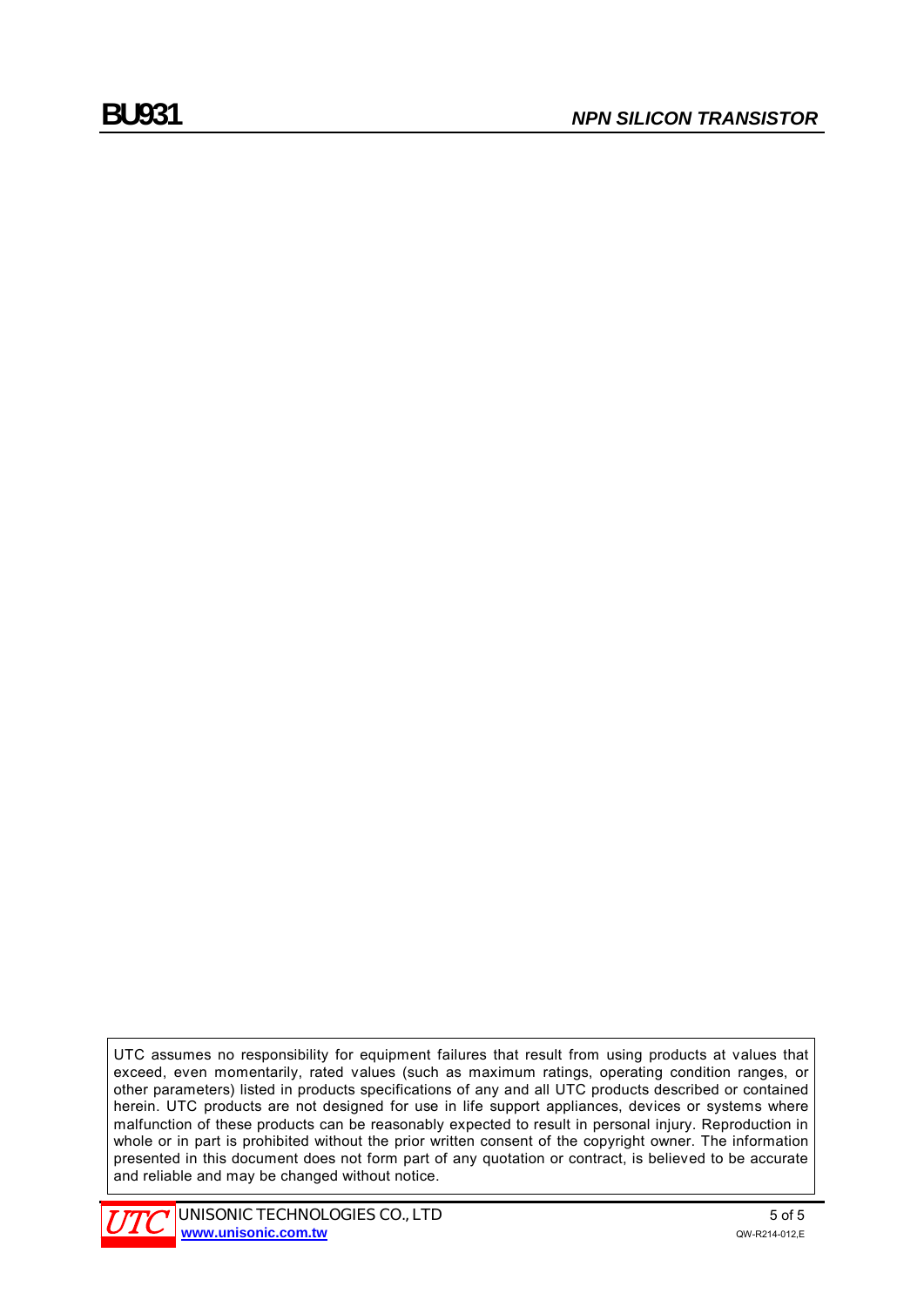UTC assumes no responsibility for equipment failures that result from using products at values that exceed, even momentarily, rated values (such as maximum ratings, operating condition ranges, or other parameters) listed in products specifications of any and all UTC products described or contained herein. UTC products are not designed for use in life support appliances, devices or systems where malfunction of these products can be reasonably expected to result in personal injury. Reproduction in whole or in part is prohibited without the prior written consent of the copyright owner. The information presented in this document does not form part of any quotation or contract, is believed to be accurate and reliable and may be changed without notice.